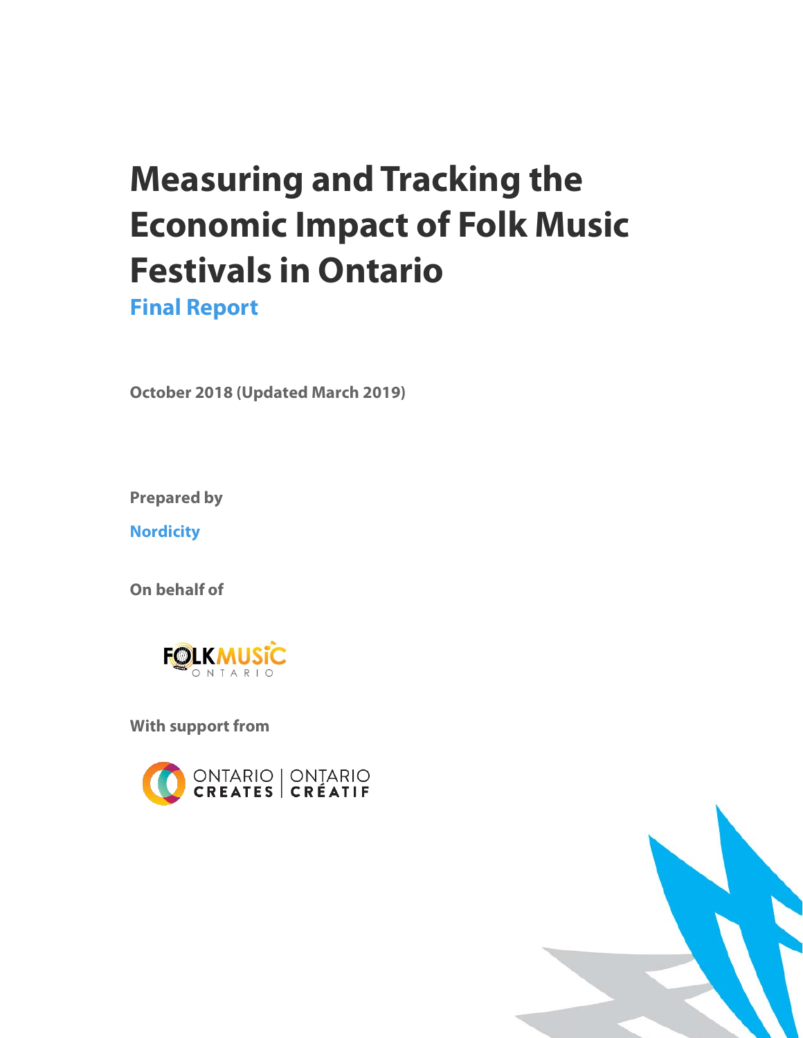# Measuring and Tracking the Economic Impact of Folk Music Festivals in Ontario

## Final Report

**October 2018 (Updated March 2019)**

**Prepared by**

**Nordicity**

**On behalf of**

FOLK MUSIC ONTARIO

**With support from**

ONTARIO CREATES | ONTARIO CRÉATIF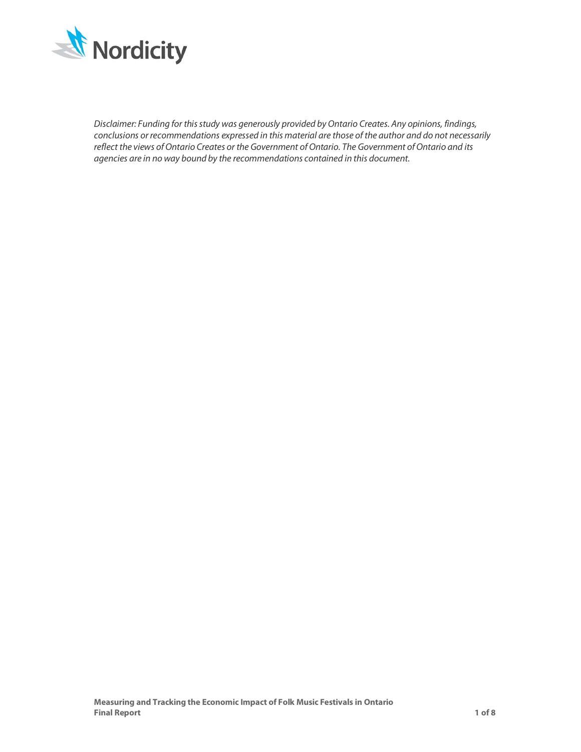*Disclaimer: Funding for this study was generously provided by Ontario Creates. Any opinions, findings, conclusions or recommendations expressed in this material are those of the author and do not necessarily reflect the views of Ontario Creates or the Government of Ontario. The Government of Ontario and its agencies are in no way bound by the recommendations contained in this document.*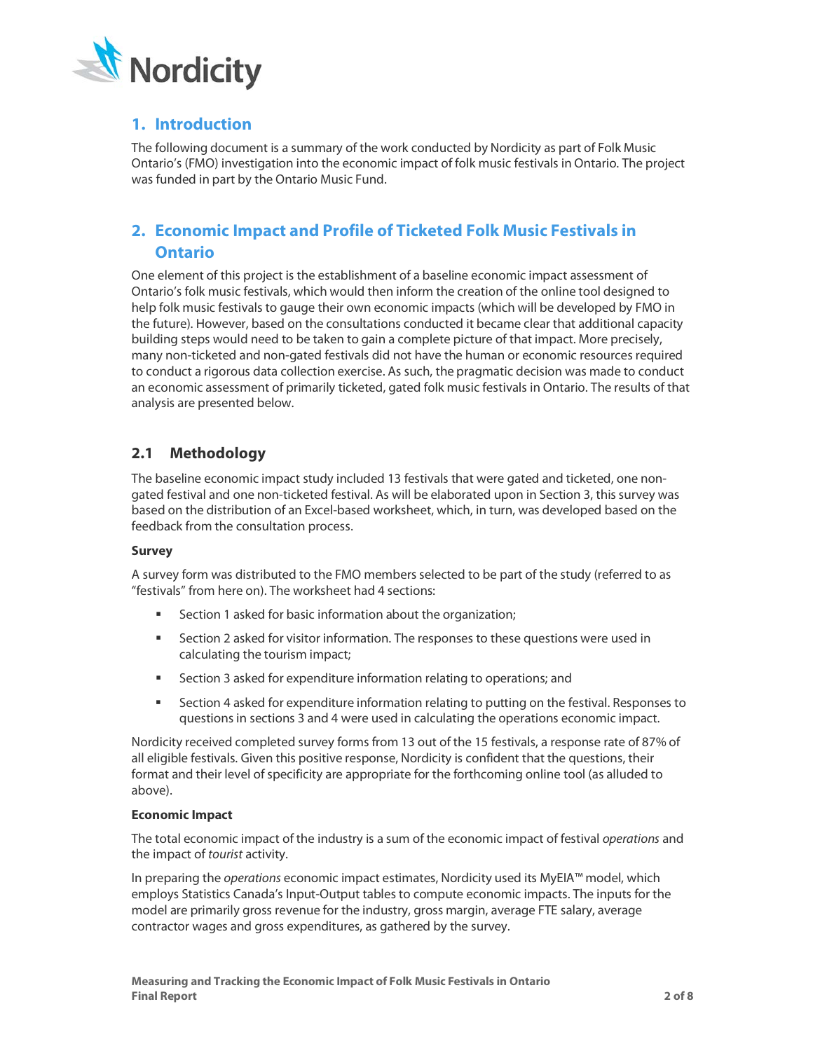## 1. Introduction

The following document is a summary of the work conducted by Nordicity as part of Folk Music Ontario's (FMO) investigation into the economic impact of folk music festivals in Ontario. The project was funded in part by the Ontario Music Fund.

## 2. Economic Impact and Profile of Ticketed Folk Music Festivals in Ontario

One element of this project is the establishment of a baseline economic impact assessment of Ontario's folk music festivals, which would then inform the creation of the online tool designed to help folk music festivals to gauge their own economic impacts (which will be developed by FMO in the future). However, based on the consultations conducted it became clear that additional capacity building steps would need to be taken to gain a complete picture of that impact. More precisely, many non-ticketed and non-gated festivals did not have the human or economic resources required to conduct a rigorous data collection exercise. As such, the pragmatic decision was made to conduct an economic assessment of primarily ticketed, gated folk music festivals in Ontario. The results of that analysis are presented below.

### 2.1 Methodology

The baseline economic impact study included 13 festivals that were gated and ticketed, one non-gated festival and one non-ticketed festival. As will be elaborated upon in Section 3, this survey was based on the distribution of an Excel-based worksheet, which, in turn, was developed based on the feedback from the consultation process.

**Survey**

A survey form was distributed to the FMO members selected to be part of the study (referred to as "festivals" from here on). The worksheet had 4 sections:

- Section 1 asked for basic information about the organization;
- Section 2 asked for visitor information. The responses to these questions were used in calculating the tourism impact;
- Section 3 asked for expenditure information relating to operations; and
- Section 4 asked for expenditure information relating to putting on the festival. Responses to questions in sections 3 and 4 were used in calculating the operations economic impact.

Nordicity received completed survey forms from 13 out of the 15 festivals, a response rate of 87% of all eligible festivals. Given this positive response, Nordicity is confident that the questions, their format and their level of specificity are appropriate for the forthcoming online tool (as alluded to above).

**Economic Impact**

The total economic impact of the industry is a sum of the economic impact of festival *operations* and the impact of *tourist* activity.

In preparing the *operations* economic impact estimates, Nordicity used its MyEIA™ model, which employs Statistics Canada's Input-Output tables to compute economic impacts. The inputs for the model are primarily gross revenue for the industry, gross margin, average FTE salary, average contractor wages and gross expenditures, as gathered by the survey.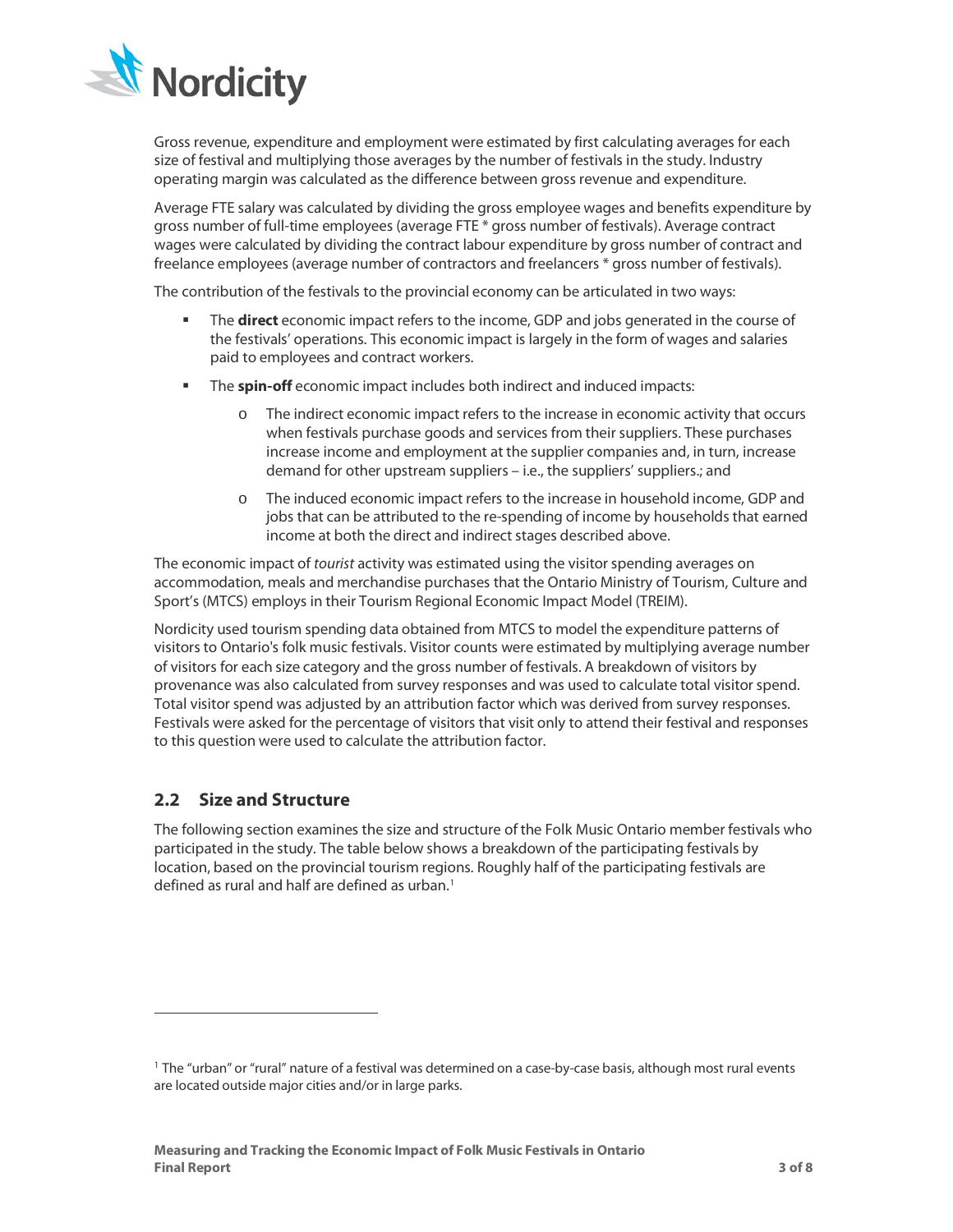Gross revenue, expenditure and employment were estimated by first calculating averages for each size of festival and multiplying those averages by the number of festivals in the study. Industry operating margin was calculated as the difference between gross revenue and expenditure.

Average FTE salary was calculated by dividing the gross employee wages and benefits expenditure by gross number of full-time employees (average FTE * gross number of festivals). Average contract wages were calculated by dividing the contract labour expenditure by gross number of contract and freelance employees (average number of contractors and freelancers * gross number of festivals).

The contribution of the festivals to the provincial economy can be articulated in two ways:

- The **direct** economic impact refers to the income, GDP and jobs generated in the course of the festivals' operations. This economic impact is largely in the form of wages and salaries paid to employees and contract workers.
- The **spin-off** economic impact includes both indirect and induced impacts:
  - The indirect economic impact refers to the increase in economic activity that occurs when festivals purchase goods and services from their suppliers. These purchases increase income and employment at the supplier companies and, in turn, increase demand for other upstream suppliers – i.e., the suppliers' suppliers.; and
  - The induced economic impact refers to the increase in household income, GDP and jobs that can be attributed to the re-spending of income by households that earned income at both the direct and indirect stages described above.

The economic impact of *tourist* activity was estimated using the visitor spending averages on accommodation, meals and merchandise purchases that the Ontario Ministry of Tourism, Culture and Sport's (MTCS) employs in their Tourism Regional Economic Impact Model (TREIM).

Nordicity used tourism spending data obtained from MTCS to model the expenditure patterns of visitors to Ontario's folk music festivals. Visitor counts were estimated by multiplying average number of visitors for each size category and the gross number of festivals. A breakdown of visitors by provenance was also calculated from survey responses and was used to calculate total visitor spend. Total visitor spend was adjusted by an attribution factor which was derived from survey responses. Festivals were asked for the percentage of visitors that visit only to attend their festival and responses to this question were used to calculate the attribution factor.

## 2.2 Size and Structure

The following section examines the size and structure of the Folk Music Ontario member festivals who participated in the study. The table below shows a breakdown of the participating festivals by location, based on the provincial tourism regions. Roughly half of the participating festivals are defined as rural and half are defined as urban.[1]

[1] The "urban" or "rural" nature of a festival was determined on a case-by-case basis, although most rural events are located outside major cities and/or in large parks.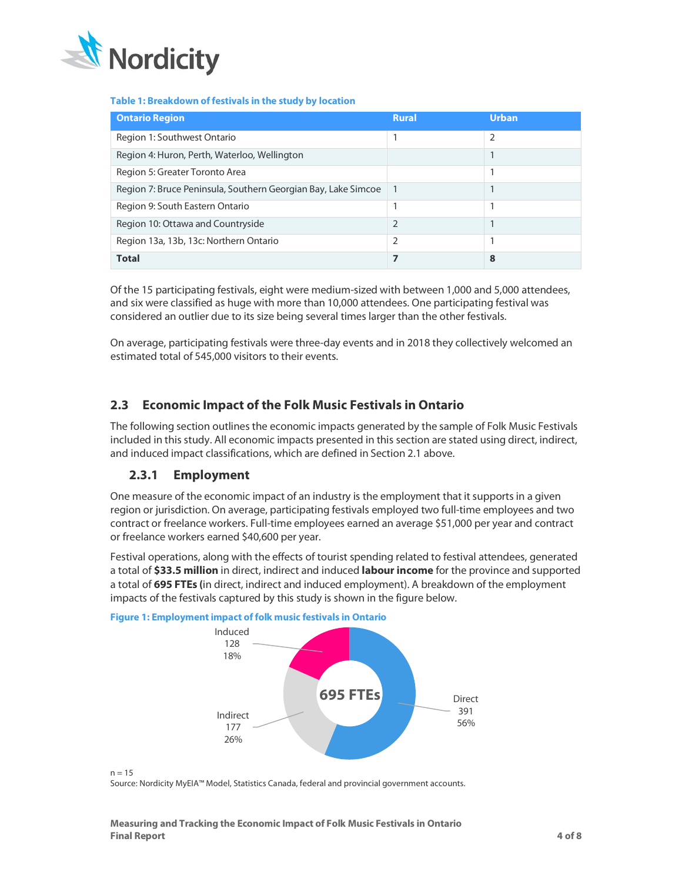**Table 1: Breakdown of festivals in the study by location**

| Ontario Region | Rural | Urban |
|---|---|---|
| Region 1: Southwest Ontario | 1 | 2 |
| Region 4: Huron, Perth, Waterloo, Wellington | | 1 |
| Region 5: Greater Toronto Area | | 1 |
| Region 7: Bruce Peninsula, Southern Georgian Bay, Lake Simcoe | 1 | 1 |
| Region 9: South Eastern Ontario | 1 | 1 |
| Region 10: Ottawa and Countryside | 2 | 1 |
| Region 13a, 13b, 13c: Northern Ontario | 2 | 1 |
| **Total** | **7** | **8** |

Of the 15 participating festivals, eight were medium-sized with between 1,000 and 5,000 attendees, and six were classified as huge with more than 10,000 attendees. One participating festival was considered an outlier due to its size being several times larger than the other festivals.

On average, participating festivals were three-day events and in 2018 they collectively welcomed an estimated total of 545,000 visitors to their events.

## 2.3 Economic Impact of the Folk Music Festivals in Ontario

The following section outlines the economic impacts generated by the sample of Folk Music Festivals included in this study. All economic impacts presented in this section are stated using direct, indirect, and induced impact classifications, which are defined in Section 2.1 above.

### 2.3.1 Employment

One measure of the economic impact of an industry is the employment that it supports in a given region or jurisdiction. On average, participating festivals employed two full-time employees and two contract or freelance workers. Full-time employees earned an average $51,000 per year and contract or freelance workers earned $40,600 per year.

Festival operations, along with the effects of tourist spending related to festival attendees, generated a total of **$33.5 million** in direct, indirect and induced **labour income** for the province and supported a total of **695 FTEs (**in direct, indirect and induced employment). A breakdown of the employment impacts of the festivals captured by this study is shown in the figure below.

**Figure 1: Employment impact of folk music festivals in Ontario**

| Category | FTEs | Share |
|---|---|---|
| Direct | 391 | 56% |
| Indirect | 177 | 26% |
| Induced | 128 | 18% |
| Total | 695 FTEs | |

n = 15

Source: Nordicity MyEIA™ Model, Statistics Canada, federal and provincial government accounts.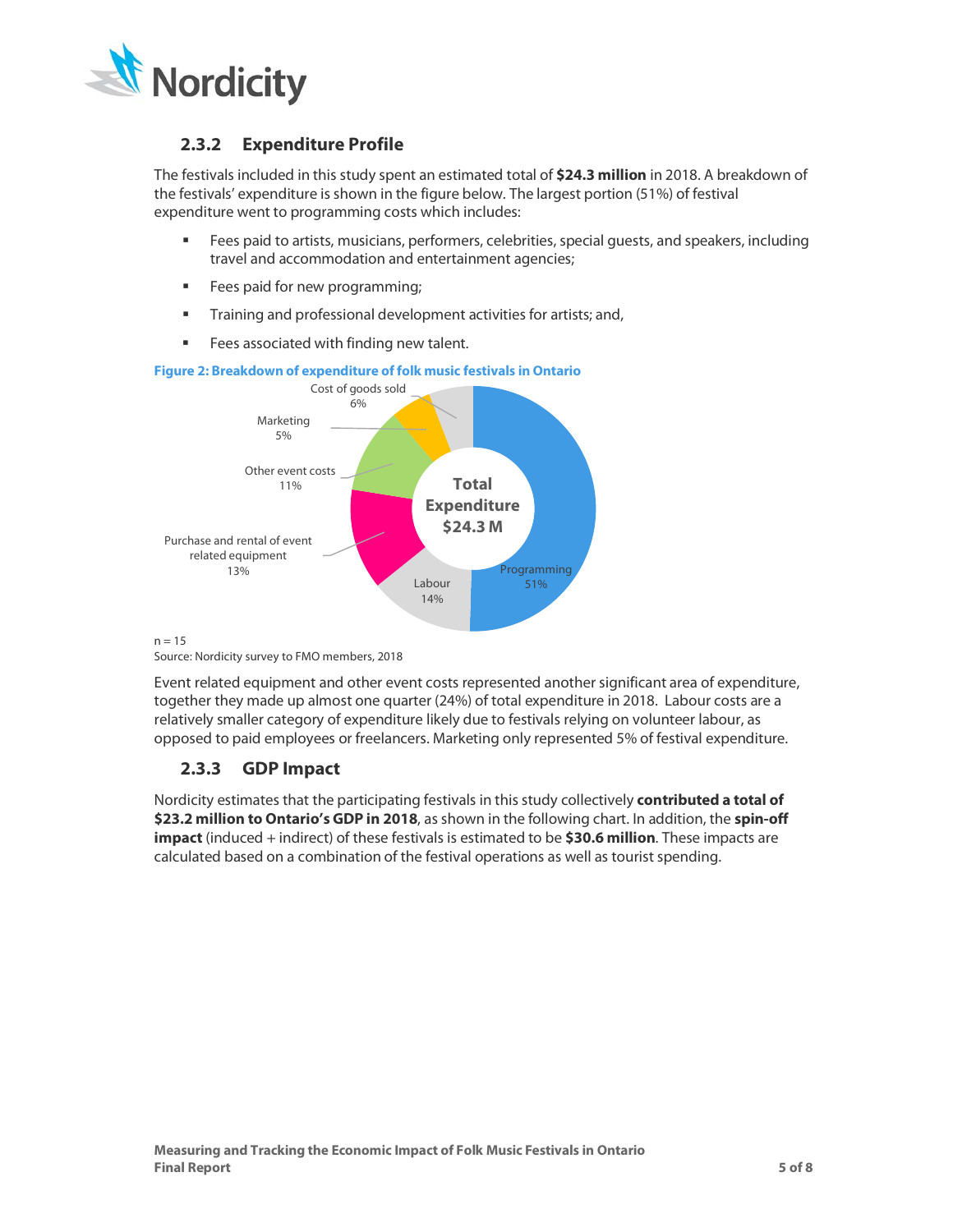### 2.3.2 Expenditure Profile

The festivals included in this study spent an estimated total of **$24.3 million** in 2018. A breakdown of the festivals' expenditure is shown in the figure below. The largest portion (51%) of festival expenditure went to programming costs which includes:

- Fees paid to artists, musicians, performers, celebrities, special guests, and speakers, including travel and accommodation and entertainment agencies;
- Fees paid for new programming;
- Training and professional development activities for artists; and,
- Fees associated with finding new talent.

**Figure 2: Breakdown of expenditure of folk music festivals in Ontario**

Total Expenditure $24.3 M

- Programming 51%
- Labour 14%
- Purchase and rental of event related equipment 13%
- Other event costs 11%
- Cost of goods sold 6%
- Marketing 5%

n = 15

Source: Nordicity survey to FMO members, 2018

Event related equipment and other event costs represented another significant area of expenditure, together they made up almost one quarter (24%) of total expenditure in 2018. Labour costs are a relatively smaller category of expenditure likely due to festivals relying on volunteer labour, as opposed to paid employees or freelancers. Marketing only represented 5% of festival expenditure.

### 2.3.3 GDP Impact

Nordicity estimates that the participating festivals in this study collectively **contributed a total of $23.2 million to Ontario's GDP in 2018**, as shown in the following chart. In addition, the **spin-off impact** (induced + indirect) of these festivals is estimated to be **$30.6 million**. These impacts are calculated based on a combination of the festival operations as well as tourist spending.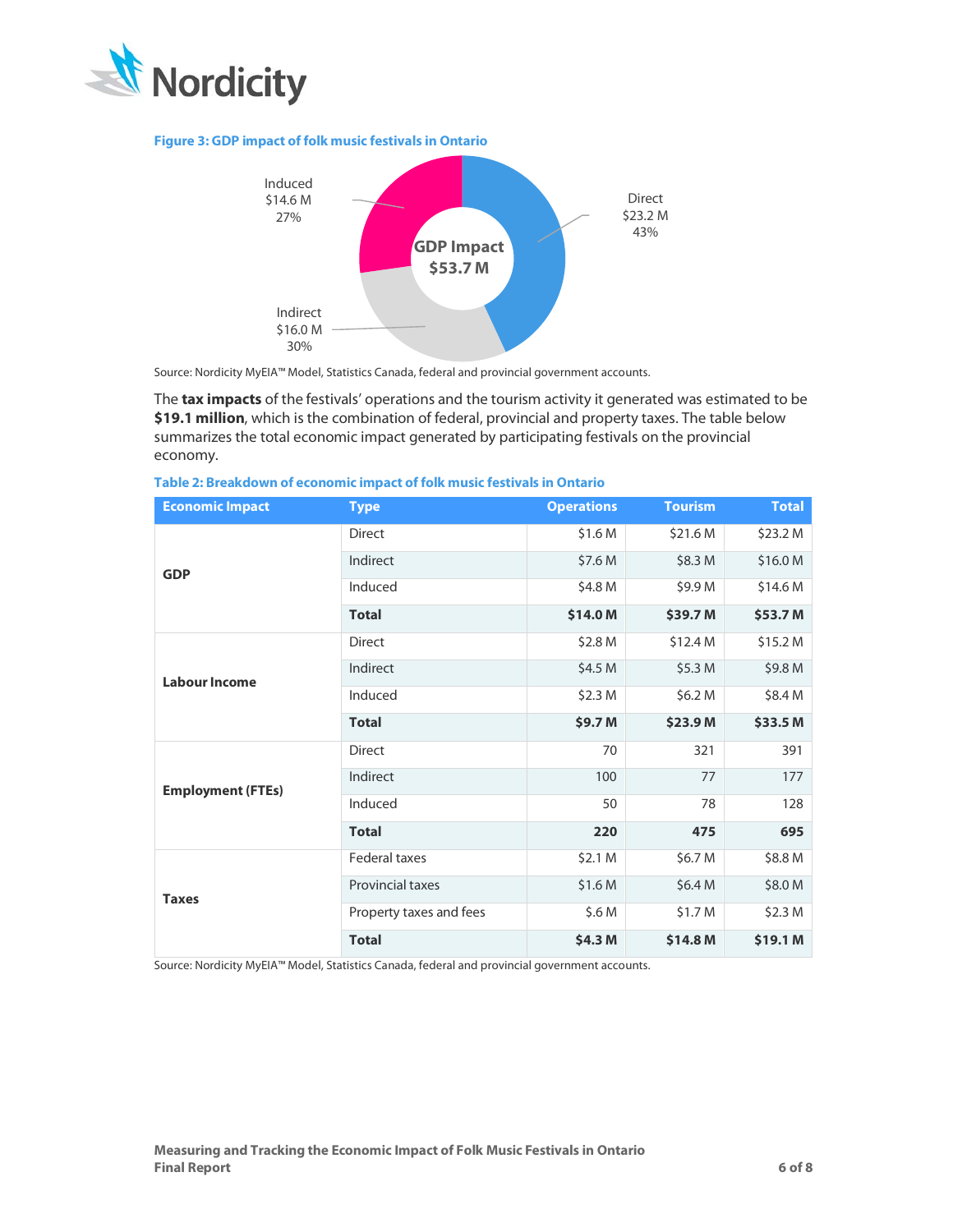**Figure 3: GDP impact of folk music festivals in Ontario**

GDP Impact $53.7 M

- Direct $23.2 M 43%
- Indirect $16.0 M 30%
- Induced $14.6 M 27%

Source: Nordicity MyEIA™ Model, Statistics Canada, federal and provincial government accounts.

The **tax impacts** of the festivals' operations and the tourism activity it generated was estimated to be **$19.1 million**, which is the combination of federal, provincial and property taxes. The table below summarizes the total economic impact generated by participating festivals on the provincial economy.

**Table 2: Breakdown of economic impact of folk music festivals in Ontario**

| Economic Impact | Type | Operations | Tourism | Total |
|---|---|---|---|---|
| **GDP** | Direct | $1.6 M | $21.6 M | $23.2 M |
| | Indirect | $7.6 M | $8.3 M | $16.0 M |
| | Induced | $4.8 M | $9.9 M | $14.6 M |
| | **Total** | **$14.0 M** | **$39.7 M** | **$53.7 M** |
| **Labour Income** | Direct | $2.8 M | $12.4 M | $15.2 M |
| | Indirect | $4.5 M | $5.3 M | $9.8 M |
| | Induced | $2.3 M | $6.2 M | $8.4 M |
| | **Total** | **$9.7 M** | **$23.9 M** | **$33.5 M** |
| **Employment (FTEs)** | Direct | 70 | 321 | 391 |
| | Indirect | 100 | 77 | 177 |
| | Induced | 50 | 78 | 128 |
| | **Total** | **220** | **475** | **695** |
| **Taxes** | Federal taxes | $2.1 M | $6.7 M | $8.8 M |
| | Provincial taxes | $1.6 M | $6.4 M | $8.0 M |
| | Property taxes and fees | $.6 M | $1.7 M | $2.3 M |
| | **Total** | **$4.3 M** | **$14.8 M** | **$19.1 M** |

Source: Nordicity MyEIA™ Model, Statistics Canada, federal and provincial government accounts.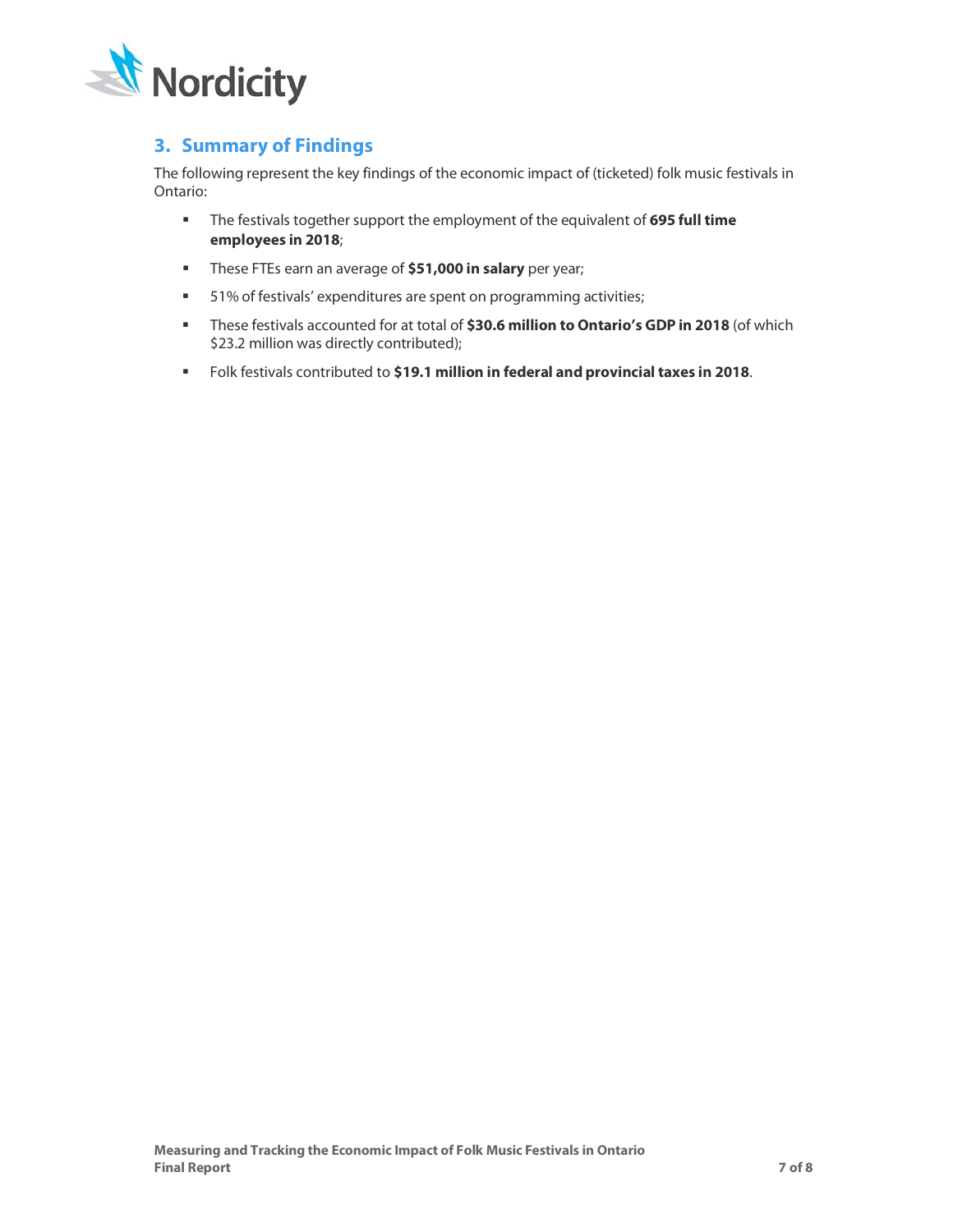## 3. Summary of Findings

The following represent the key findings of the economic impact of (ticketed) folk music festivals in Ontario:

- The festivals together support the employment of the equivalent of **695 full time employees in 2018**;
- These FTEs earn an average of **$51,000 in salary** per year;
- 51% of festivals' expenditures are spent on programming activities;
- These festivals accounted for at total of **$30.6 million to Ontario's GDP in 2018** (of which $23.2 million was directly contributed);
- Folk festivals contributed to **$19.1 million in federal and provincial taxes in 2018**.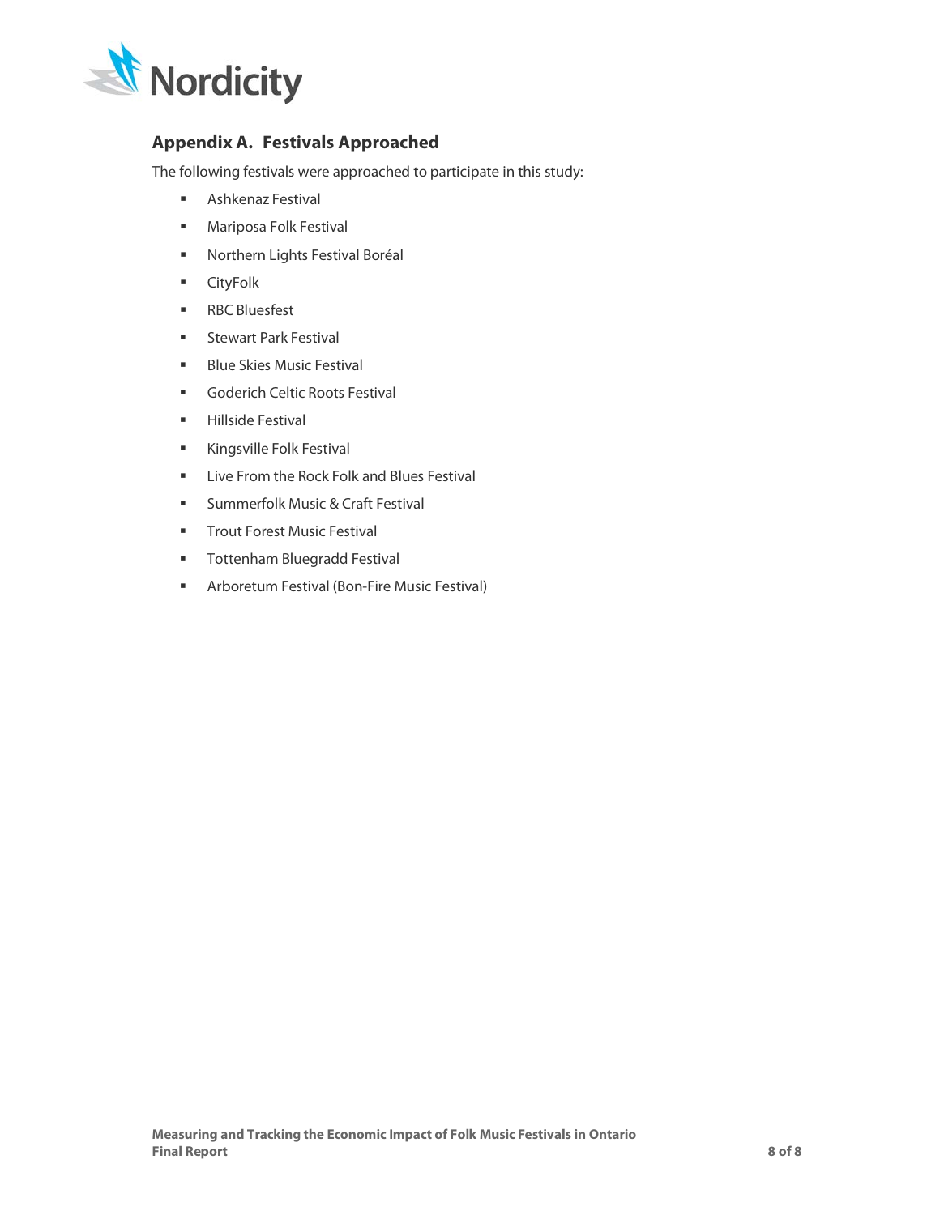## Appendix A. Festivals Approached

The following festivals were approached to participate in this study:

- Ashkenaz Festival
- Mariposa Folk Festival
- Northern Lights Festival Boréal
- CityFolk
- RBC Bluesfest
- Stewart Park Festival
- Blue Skies Music Festival
- Goderich Celtic Roots Festival
- Hillside Festival
- Kingsville Folk Festival
- Live From the Rock Folk and Blues Festival
- Summerfolk Music & Craft Festival
- Trout Forest Music Festival
- Tottenham Bluegradd Festival
- Arboretum Festival (Bon-Fire Music Festival)